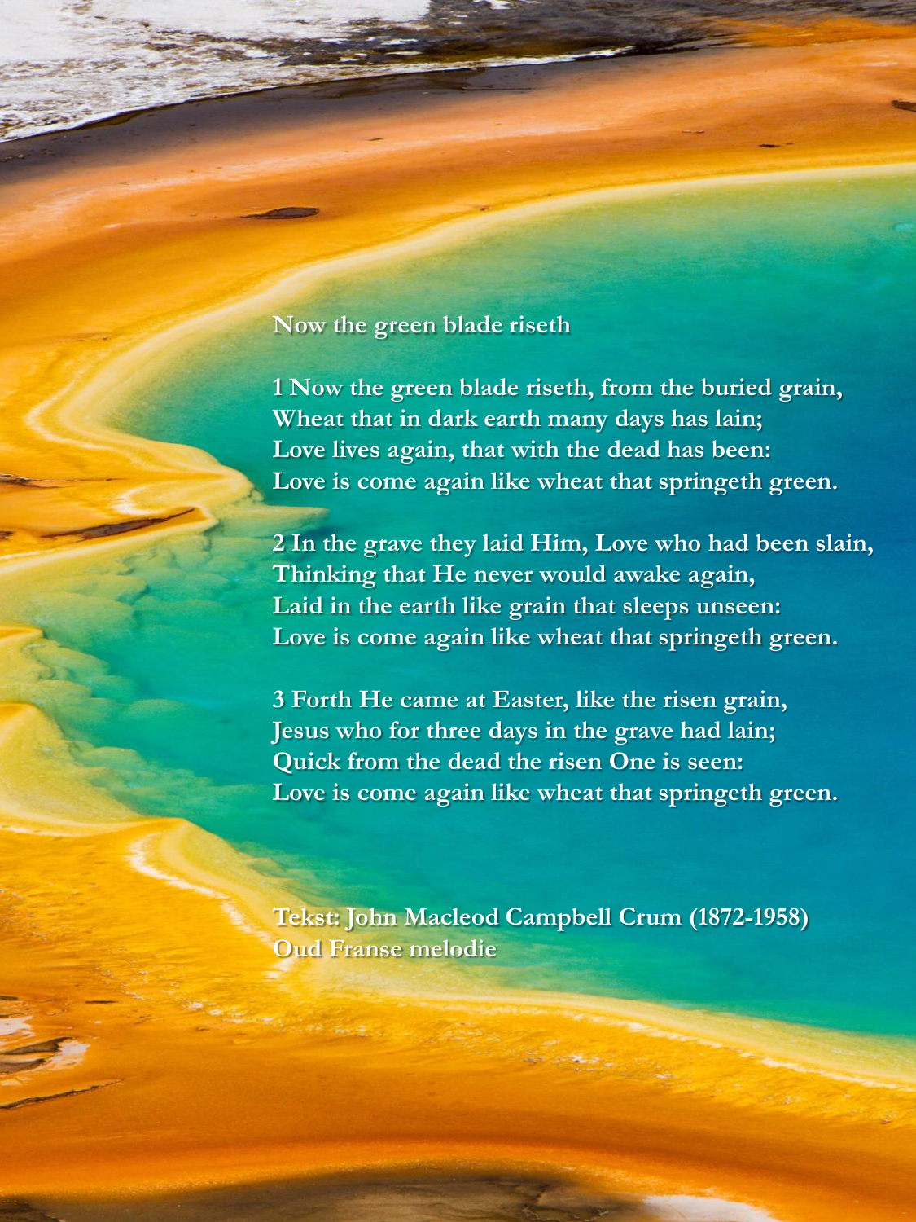# Now the green blade riseth

1 Now the green blade riseth, from the buried grain,
Wheat that in dark earth many days has lain;
Love lives again, that with the dead has been:
Love is come again like wheat that springeth green.

2 In the grave they laid Him, Love who had been slain,
Thinking that He never would awake again,
Laid in the earth like grain that sleeps unseen:
Love is come again like wheat that springeth green.

3 Forth He came at Easter, like the risen grain,
Jesus who for three days in the grave had lain;
Quick from the dead the risen One is seen:
Love is come again like wheat that springeth green.

Tekst: John Macleod Campbell Crum (1872-1958)
Oud Franse melodie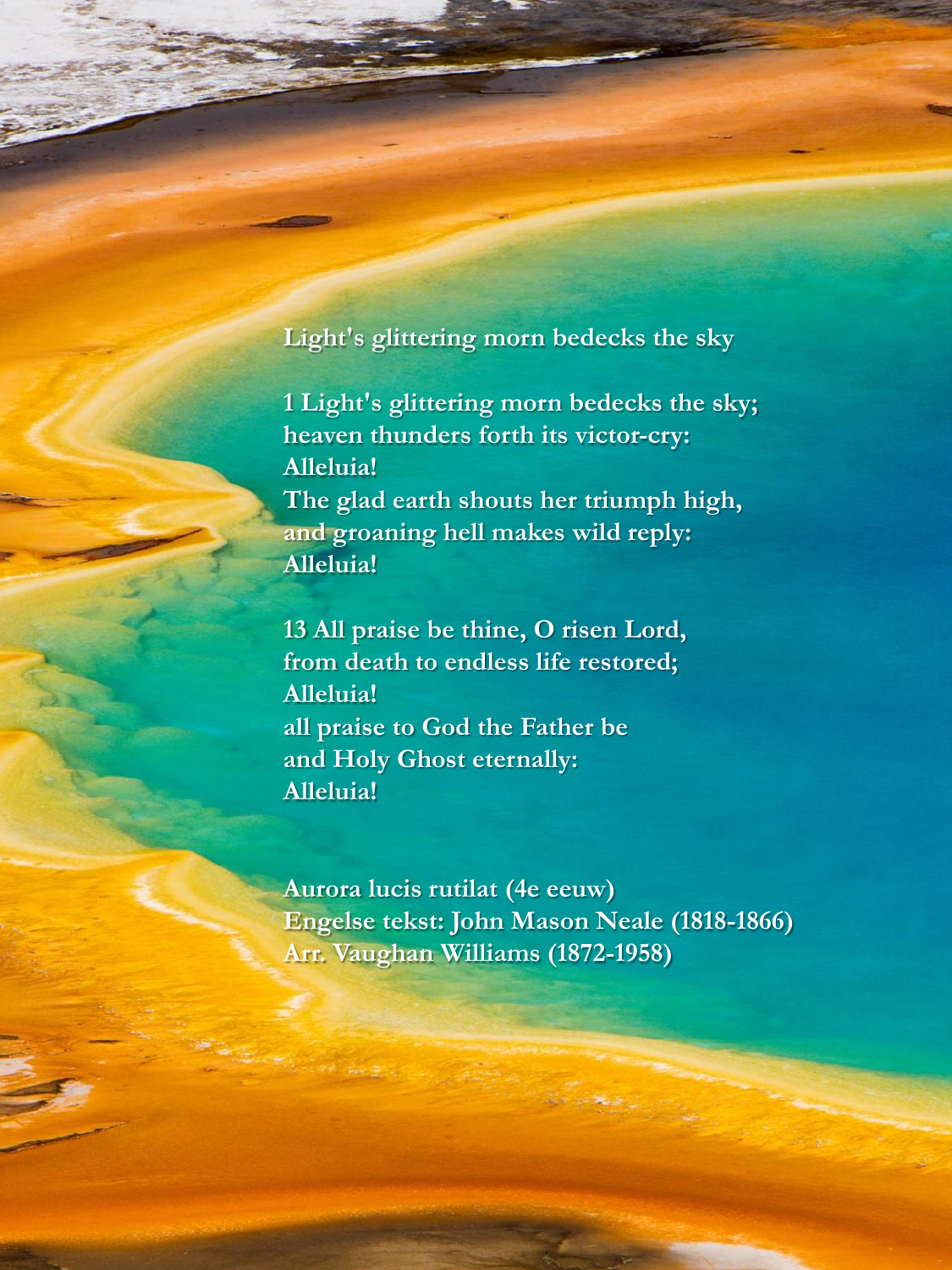**Light's glittering morn bedecks the sky**

**1 Light's glittering morn bedecks the sky;**
**heaven thunders forth its victor-cry:**
**Alleluia!**
**The glad earth shouts her triumph high,**
**and groaning hell makes wild reply:**
**Alleluia!**

**13 All praise be thine, O risen Lord,**
**from death to endless life restored;**
**Alleluia!**
**all praise to God the Father be**
**and Holy Ghost eternally:**
**Alleluia!**

**Aurora lucis rutilat (4e eeuw)**
**Engelse tekst: John Mason Neale (1818-1866)**
**Arr. Vaughan Williams (1872-1958)**